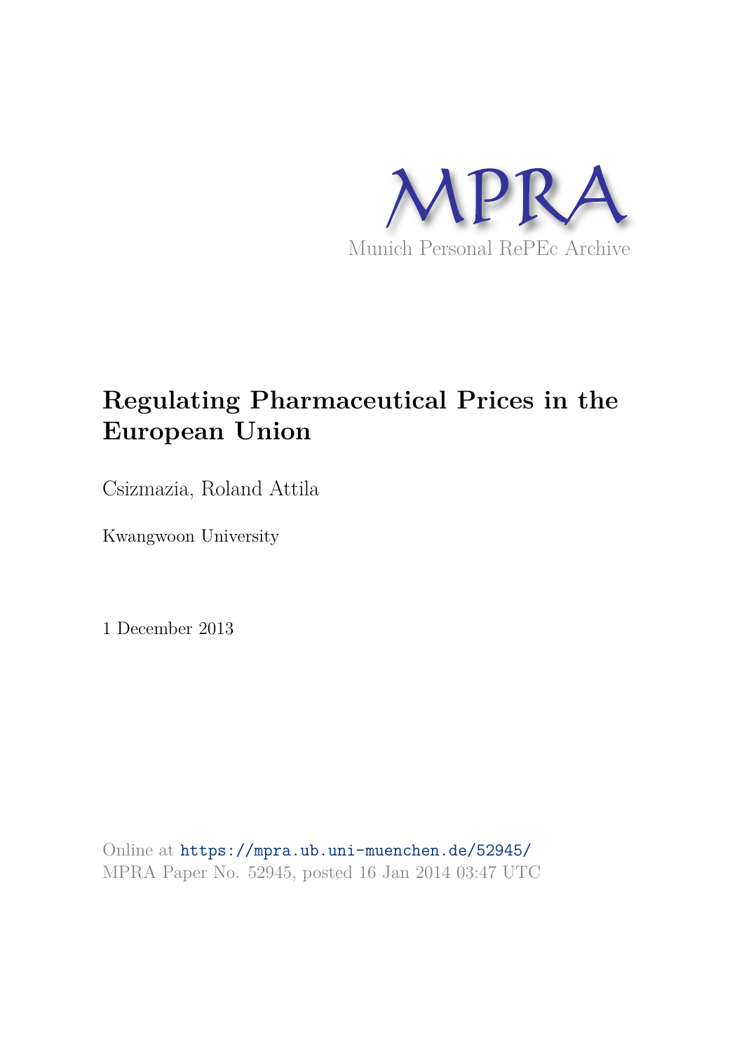MPRA

Munich Personal RePEc Archive

# Regulating Pharmaceutical Prices in the European Union

Csizmazia, Roland Attila

Kwangwoon University

1 December 2013

Online at https://mpra.ub.uni-muenchen.de/52945/
MPRA Paper No. 52945, posted 16 Jan 2014 03:47 UTC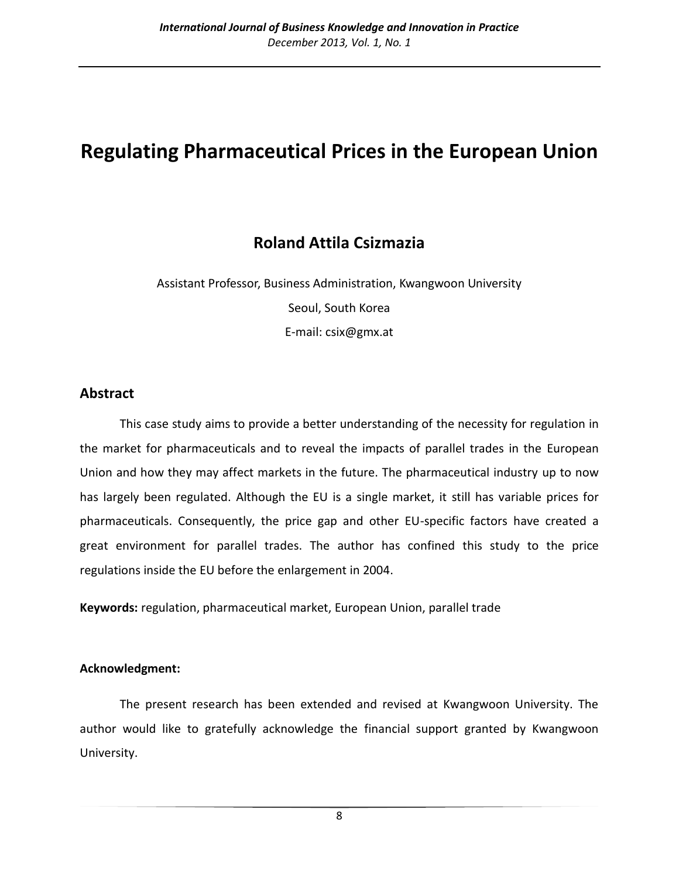# Regulating Pharmaceutical Prices in the European Union

## Roland Attila Csizmazia

Assistant Professor, Business Administration, Kwangwoon University

Seoul, South Korea

E-mail: csix@gmx.at

## Abstract

This case study aims to provide a better understanding of the necessity for regulation in the market for pharmaceuticals and to reveal the impacts of parallel trades in the European Union and how they may affect markets in the future. The pharmaceutical industry up to now has largely been regulated. Although the EU is a single market, it still has variable prices for pharmaceuticals. Consequently, the price gap and other EU-specific factors have created a great environment for parallel trades. The author has confined this study to the price regulations inside the EU before the enlargement in 2004.

**Keywords:** regulation, pharmaceutical market, European Union, parallel trade

**Acknowledgment:**

The present research has been extended and revised at Kwangwoon University. The author would like to gratefully acknowledge the financial support granted by Kwangwoon University.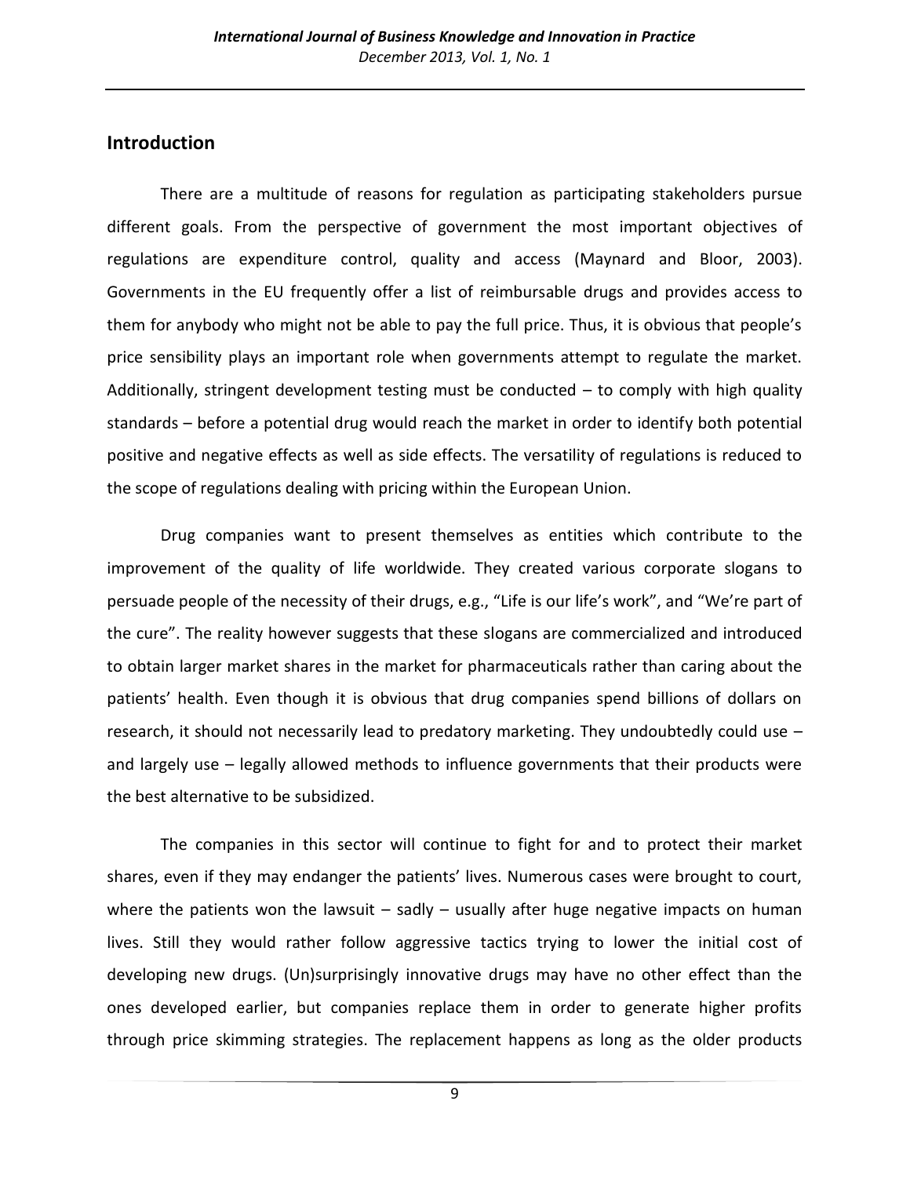## Introduction

There are a multitude of reasons for regulation as participating stakeholders pursue different goals. From the perspective of government the most important objectives of regulations are expenditure control, quality and access (Maynard and Bloor, 2003). Governments in the EU frequently offer a list of reimbursable drugs and provides access to them for anybody who might not be able to pay the full price. Thus, it is obvious that people's price sensibility plays an important role when governments attempt to regulate the market. Additionally, stringent development testing must be conducted – to comply with high quality standards – before a potential drug would reach the market in order to identify both potential positive and negative effects as well as side effects. The versatility of regulations is reduced to the scope of regulations dealing with pricing within the European Union.

Drug companies want to present themselves as entities which contribute to the improvement of the quality of life worldwide. They created various corporate slogans to persuade people of the necessity of their drugs, e.g., "Life is our life's work", and "We're part of the cure". The reality however suggests that these slogans are commercialized and introduced to obtain larger market shares in the market for pharmaceuticals rather than caring about the patients' health. Even though it is obvious that drug companies spend billions of dollars on research, it should not necessarily lead to predatory marketing. They undoubtedly could use – and largely use – legally allowed methods to influence governments that their products were the best alternative to be subsidized.

The companies in this sector will continue to fight for and to protect their market shares, even if they may endanger the patients' lives. Numerous cases were brought to court, where the patients won the lawsuit – sadly – usually after huge negative impacts on human lives. Still they would rather follow aggressive tactics trying to lower the initial cost of developing new drugs. (Un)surprisingly innovative drugs may have no other effect than the ones developed earlier, but companies replace them in order to generate higher profits through price skimming strategies. The replacement happens as long as the older products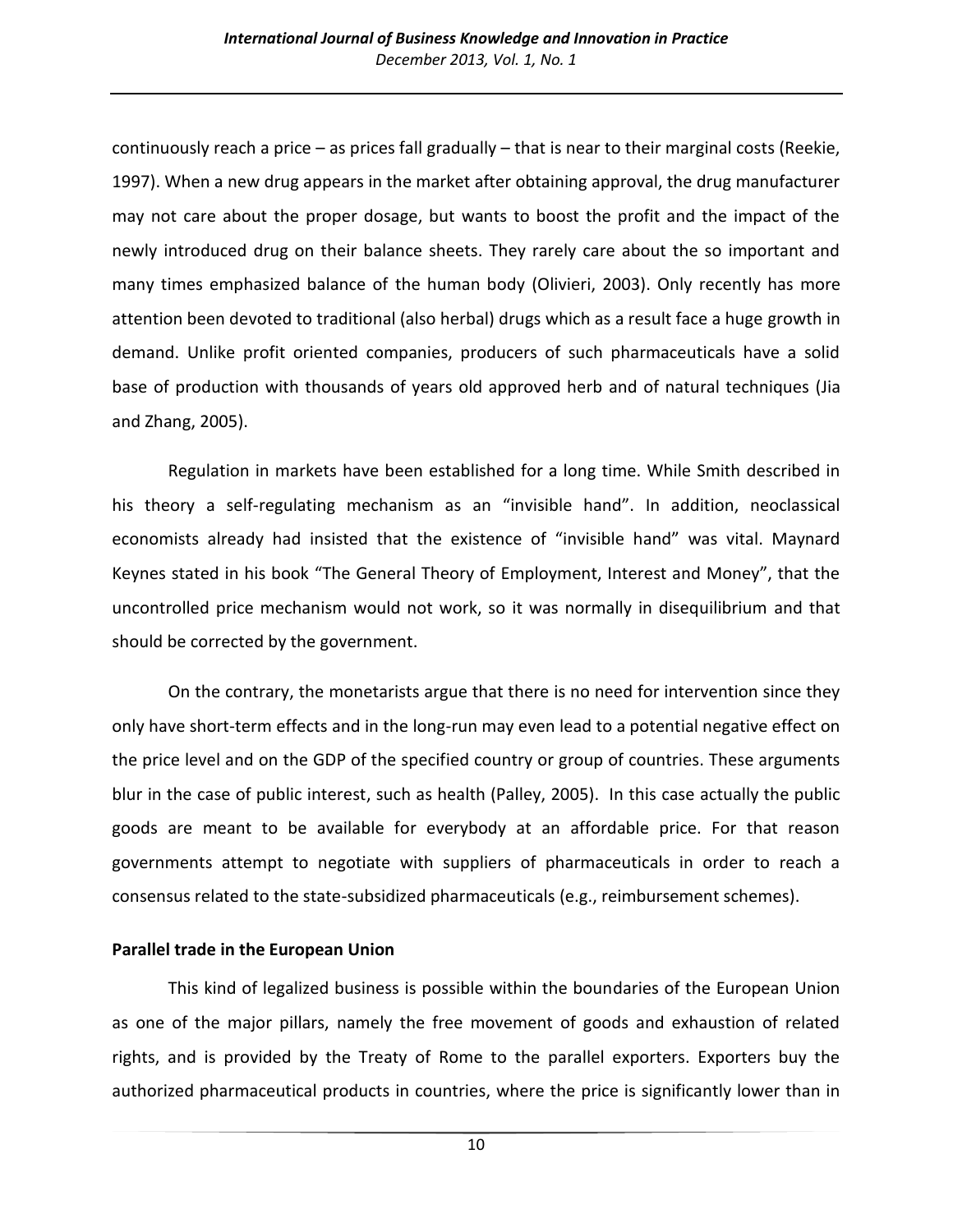continuously reach a price – as prices fall gradually – that is near to their marginal costs (Reekie, 1997). When a new drug appears in the market after obtaining approval, the drug manufacturer may not care about the proper dosage, but wants to boost the profit and the impact of the newly introduced drug on their balance sheets. They rarely care about the so important and many times emphasized balance of the human body (Olivieri, 2003). Only recently has more attention been devoted to traditional (also herbal) drugs which as a result face a huge growth in demand. Unlike profit oriented companies, producers of such pharmaceuticals have a solid base of production with thousands of years old approved herb and of natural techniques (Jia and Zhang, 2005).

Regulation in markets have been established for a long time. While Smith described in his theory a self-regulating mechanism as an "invisible hand". In addition, neoclassical economists already had insisted that the existence of "invisible hand" was vital. Maynard Keynes stated in his book "The General Theory of Employment, Interest and Money", that the uncontrolled price mechanism would not work, so it was normally in disequilibrium and that should be corrected by the government.

On the contrary, the monetarists argue that there is no need for intervention since they only have short-term effects and in the long-run may even lead to a potential negative effect on the price level and on the GDP of the specified country or group of countries. These arguments blur in the case of public interest, such as health (Palley, 2005). In this case actually the public goods are meant to be available for everybody at an affordable price. For that reason governments attempt to negotiate with suppliers of pharmaceuticals in order to reach a consensus related to the state-subsidized pharmaceuticals (e.g., reimbursement schemes).

**Parallel trade in the European Union**

This kind of legalized business is possible within the boundaries of the European Union as one of the major pillars, namely the free movement of goods and exhaustion of related rights, and is provided by the Treaty of Rome to the parallel exporters. Exporters buy the authorized pharmaceutical products in countries, where the price is significantly lower than in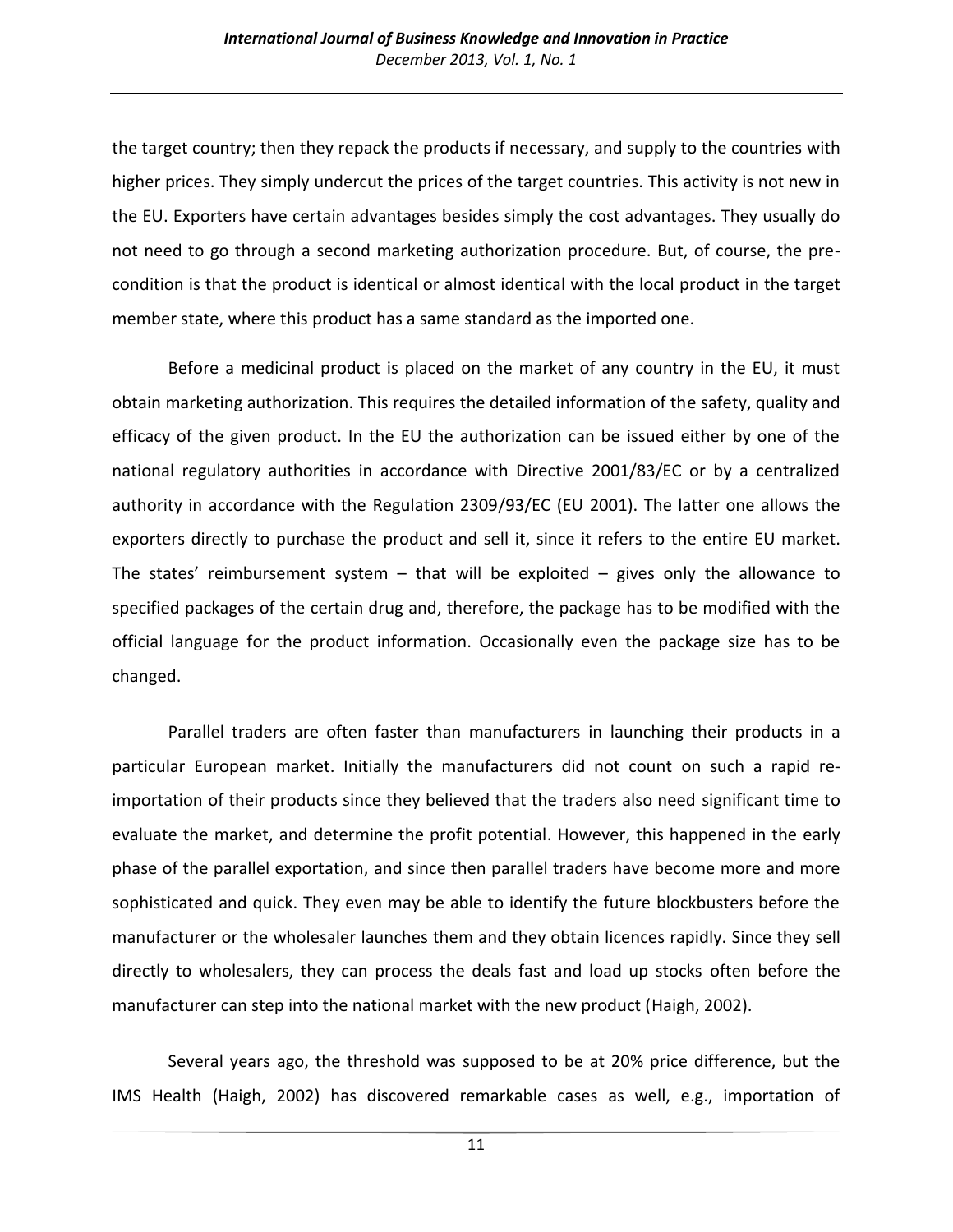the target country; then they repack the products if necessary, and supply to the countries with higher prices. They simply undercut the prices of the target countries. This activity is not new in the EU. Exporters have certain advantages besides simply the cost advantages. They usually do not need to go through a second marketing authorization procedure. But, of course, the pre-condition is that the product is identical or almost identical with the local product in the target member state, where this product has a same standard as the imported one.

Before a medicinal product is placed on the market of any country in the EU, it must obtain marketing authorization. This requires the detailed information of the safety, quality and efficacy of the given product. In the EU the authorization can be issued either by one of the national regulatory authorities in accordance with Directive 2001/83/EC or by a centralized authority in accordance with the Regulation 2309/93/EC (EU 2001). The latter one allows the exporters directly to purchase the product and sell it, since it refers to the entire EU market. The states' reimbursement system – that will be exploited – gives only the allowance to specified packages of the certain drug and, therefore, the package has to be modified with the official language for the product information. Occasionally even the package size has to be changed.

Parallel traders are often faster than manufacturers in launching their products in a particular European market. Initially the manufacturers did not count on such a rapid re-importation of their products since they believed that the traders also need significant time to evaluate the market, and determine the profit potential. However, this happened in the early phase of the parallel exportation, and since then parallel traders have become more and more sophisticated and quick. They even may be able to identify the future blockbusters before the manufacturer or the wholesaler launches them and they obtain licences rapidly. Since they sell directly to wholesalers, they can process the deals fast and load up stocks often before the manufacturer can step into the national market with the new product (Haigh, 2002).

Several years ago, the threshold was supposed to be at 20% price difference, but the IMS Health (Haigh, 2002) has discovered remarkable cases as well, e.g., importation of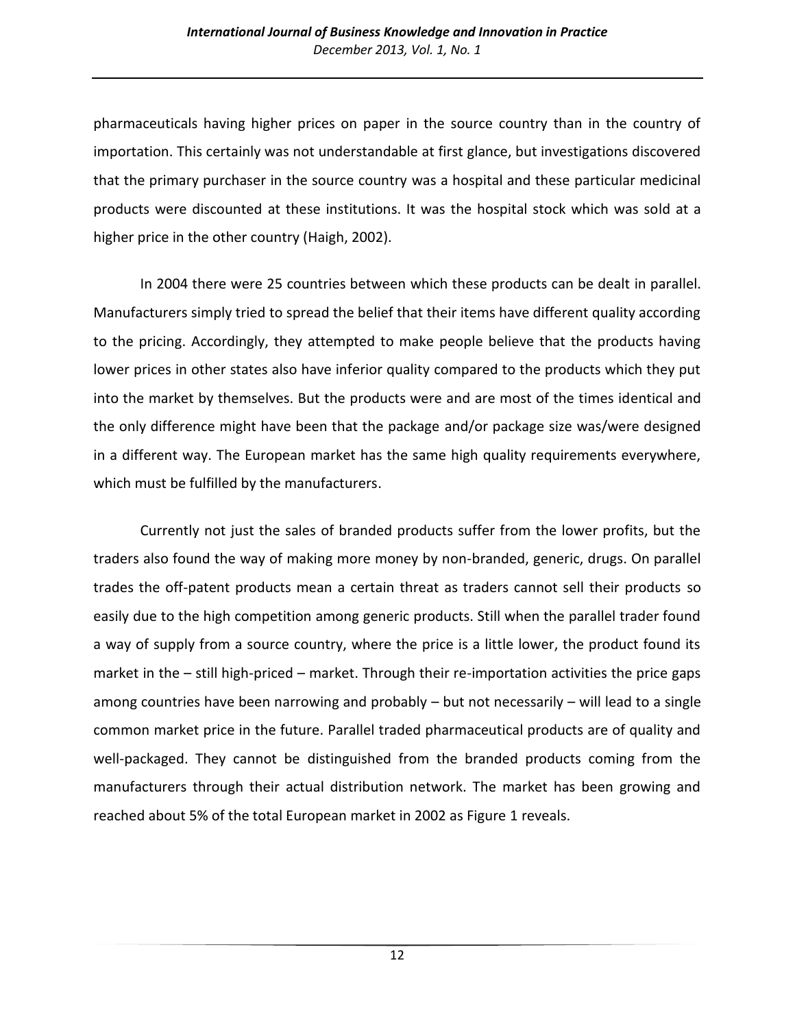pharmaceuticals having higher prices on paper in the source country than in the country of importation. This certainly was not understandable at first glance, but investigations discovered that the primary purchaser in the source country was a hospital and these particular medicinal products were discounted at these institutions. It was the hospital stock which was sold at a higher price in the other country (Haigh, 2002).

In 2004 there were 25 countries between which these products can be dealt in parallel. Manufacturers simply tried to spread the belief that their items have different quality according to the pricing. Accordingly, they attempted to make people believe that the products having lower prices in other states also have inferior quality compared to the products which they put into the market by themselves. But the products were and are most of the times identical and the only difference might have been that the package and/or package size was/were designed in a different way. The European market has the same high quality requirements everywhere, which must be fulfilled by the manufacturers.

Currently not just the sales of branded products suffer from the lower profits, but the traders also found the way of making more money by non-branded, generic, drugs. On parallel trades the off-patent products mean a certain threat as traders cannot sell their products so easily due to the high competition among generic products. Still when the parallel trader found a way of supply from a source country, where the price is a little lower, the product found its market in the – still high-priced – market. Through their re-importation activities the price gaps among countries have been narrowing and probably – but not necessarily – will lead to a single common market price in the future. Parallel traded pharmaceutical products are of quality and well-packaged. They cannot be distinguished from the branded products coming from the manufacturers through their actual distribution network. The market has been growing and reached about 5% of the total European market in 2002 as Figure 1 reveals.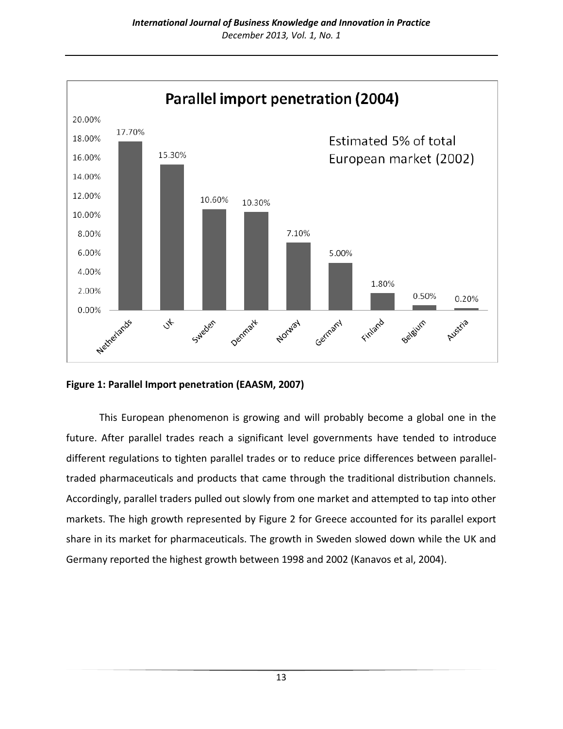**Figure 1: Parallel Import penetration (EAASM, 2007)**

This European phenomenon is growing and will probably become a global one in the future. After parallel trades reach a significant level governments have tended to introduce different regulations to tighten parallel trades or to reduce price differences between parallel-traded pharmaceuticals and products that came through the traditional distribution channels. Accordingly, parallel traders pulled out slowly from one market and attempted to tap into other markets. The high growth represented by Figure 2 for Greece accounted for its parallel export share in its market for pharmaceuticals. The growth in Sweden slowed down while the UK and Germany reported the highest growth between 1998 and 2002 (Kanavos et al, 2004).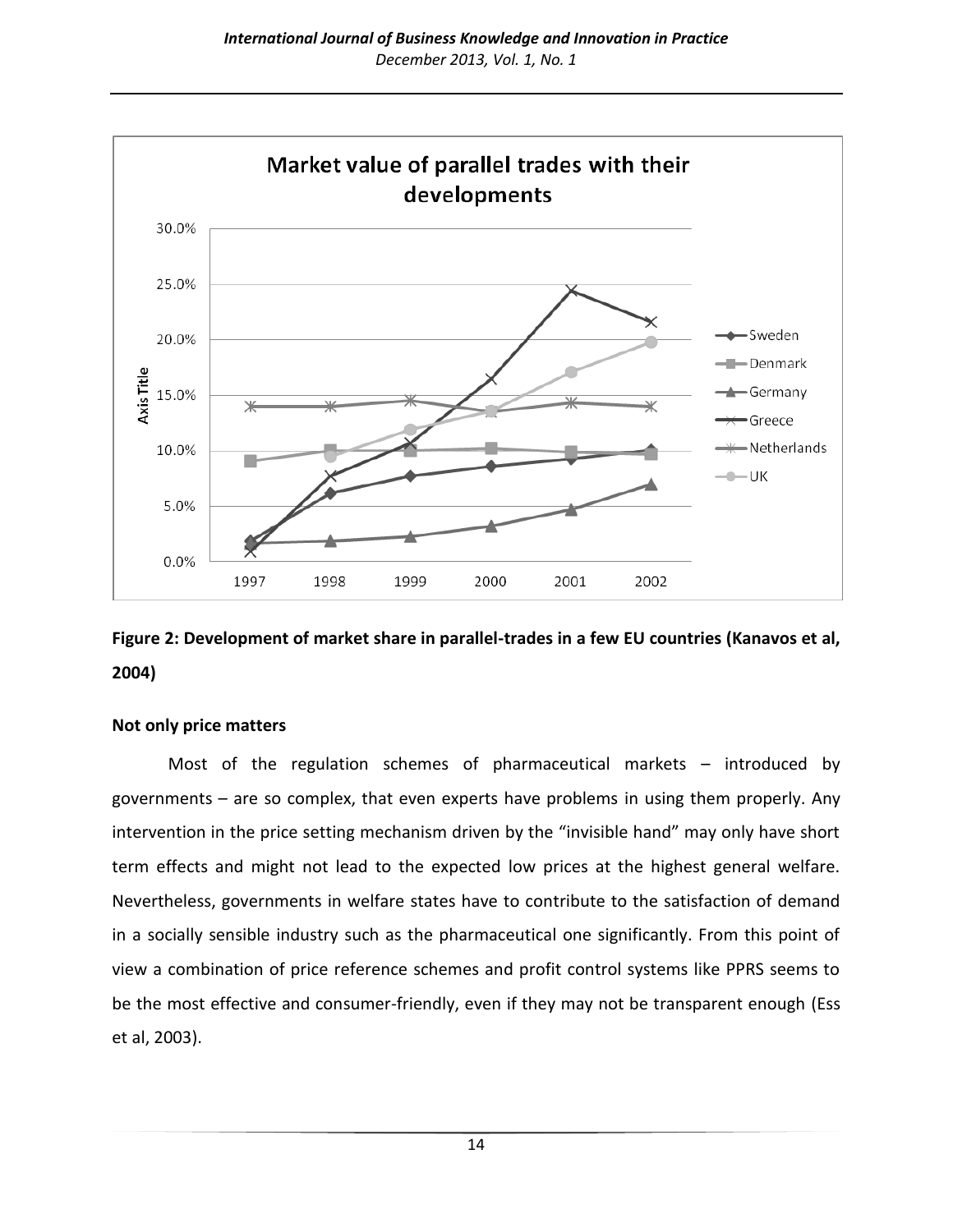**Figure 2: Development of market share in parallel-trades in a few EU countries (Kanavos et al, 2004)**

### Not only price matters

Most of the regulation schemes of pharmaceutical markets – introduced by governments – are so complex, that even experts have problems in using them properly. Any intervention in the price setting mechanism driven by the "invisible hand" may only have short term effects and might not lead to the expected low prices at the highest general welfare. Nevertheless, governments in welfare states have to contribute to the satisfaction of demand in a socially sensible industry such as the pharmaceutical one significantly. From this point of view a combination of price reference schemes and profit control systems like PPRS seems to be the most effective and consumer-friendly, even if they may not be transparent enough (Ess et al, 2003).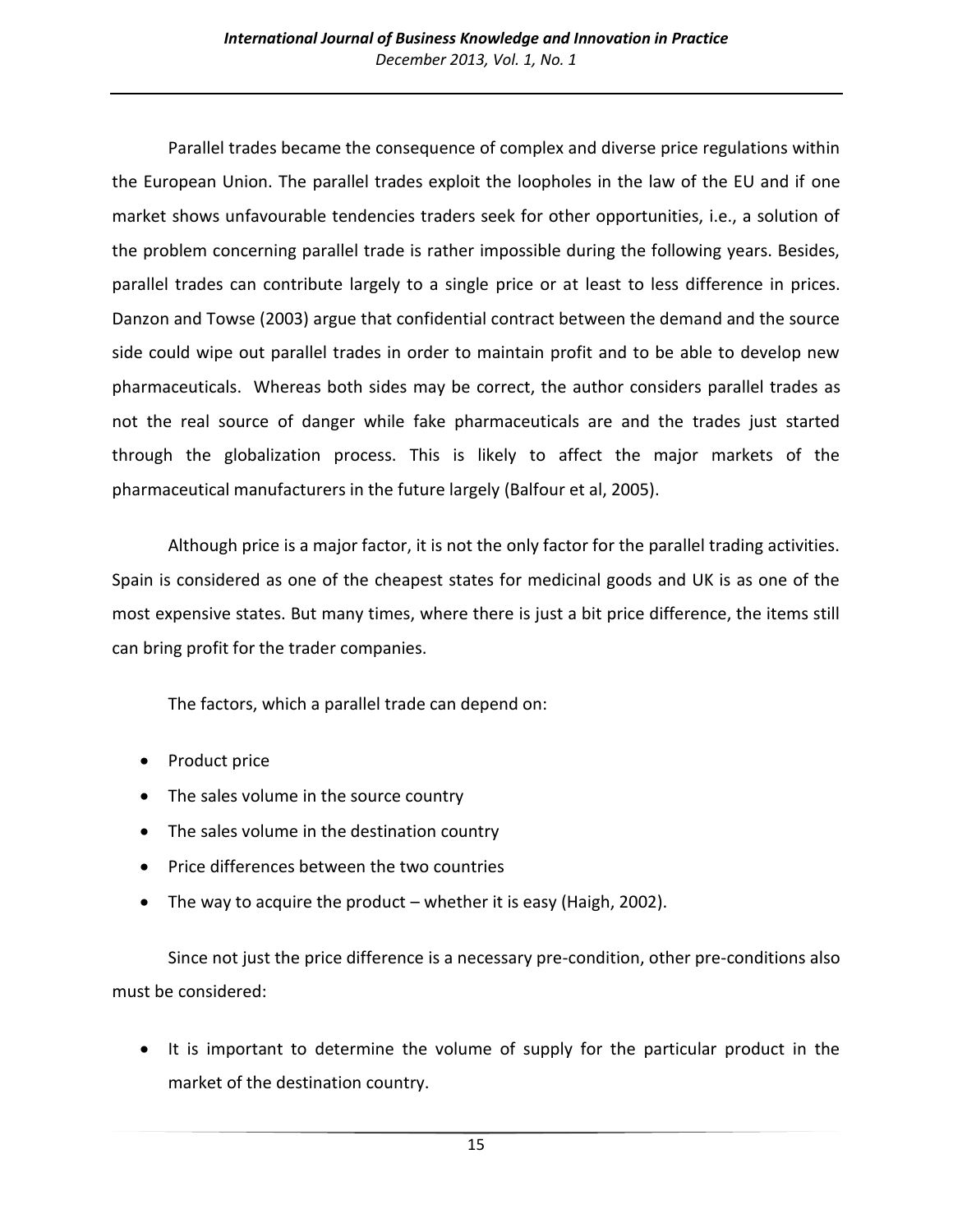Parallel trades became the consequence of complex and diverse price regulations within the European Union. The parallel trades exploit the loopholes in the law of the EU and if one market shows unfavourable tendencies traders seek for other opportunities, i.e., a solution of the problem concerning parallel trade is rather impossible during the following years. Besides, parallel trades can contribute largely to a single price or at least to less difference in prices. Danzon and Towse (2003) argue that confidential contract between the demand and the source side could wipe out parallel trades in order to maintain profit and to be able to develop new pharmaceuticals. Whereas both sides may be correct, the author considers parallel trades as not the real source of danger while fake pharmaceuticals are and the trades just started through the globalization process. This is likely to affect the major markets of the pharmaceutical manufacturers in the future largely (Balfour et al, 2005).

Although price is a major factor, it is not the only factor for the parallel trading activities. Spain is considered as one of the cheapest states for medicinal goods and UK is as one of the most expensive states. But many times, where there is just a bit price difference, the items still can bring profit for the trader companies.

The factors, which a parallel trade can depend on:

- Product price
- The sales volume in the source country
- The sales volume in the destination country
- Price differences between the two countries
- The way to acquire the product – whether it is easy (Haigh, 2002).

Since not just the price difference is a necessary pre-condition, other pre-conditions also must be considered:

- It is important to determine the volume of supply for the particular product in the market of the destination country.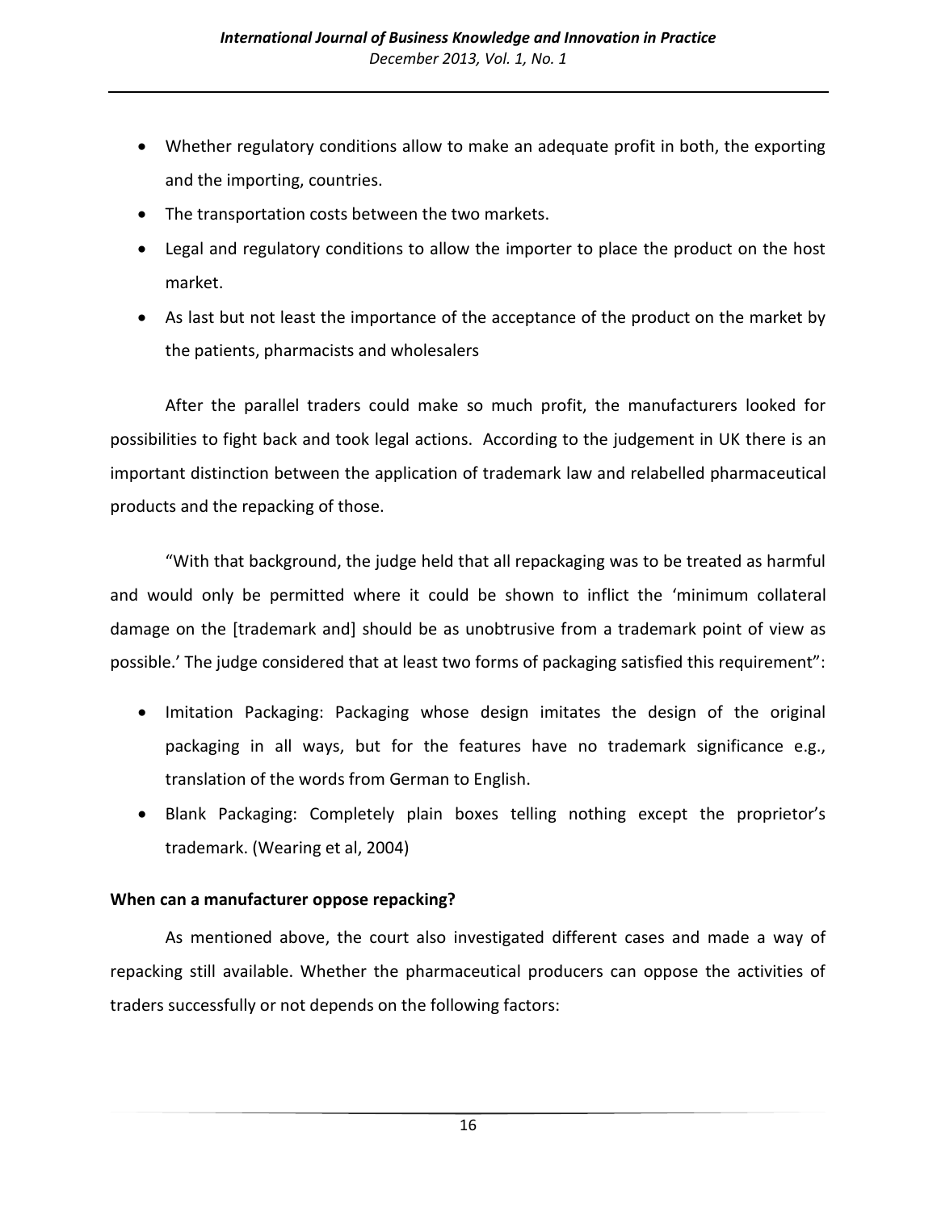- Whether regulatory conditions allow to make an adequate profit in both, the exporting and the importing, countries.
- The transportation costs between the two markets.
- Legal and regulatory conditions to allow the importer to place the product on the host market.
- As last but not least the importance of the acceptance of the product on the market by the patients, pharmacists and wholesalers

After the parallel traders could make so much profit, the manufacturers looked for possibilities to fight back and took legal actions. According to the judgement in UK there is an important distinction between the application of trademark law and relabelled pharmaceutical products and the repacking of those.

"With that background, the judge held that all repackaging was to be treated as harmful and would only be permitted where it could be shown to inflict the 'minimum collateral damage on the [trademark and] should be as unobtrusive from a trademark point of view as possible.' The judge considered that at least two forms of packaging satisfied this requirement":

- Imitation Packaging: Packaging whose design imitates the design of the original packaging in all ways, but for the features have no trademark significance e.g., translation of the words from German to English.
- Blank Packaging: Completely plain boxes telling nothing except the proprietor's trademark. (Wearing et al, 2004)

**When can a manufacturer oppose repacking?**

As mentioned above, the court also investigated different cases and made a way of repacking still available. Whether the pharmaceutical producers can oppose the activities of traders successfully or not depends on the following factors: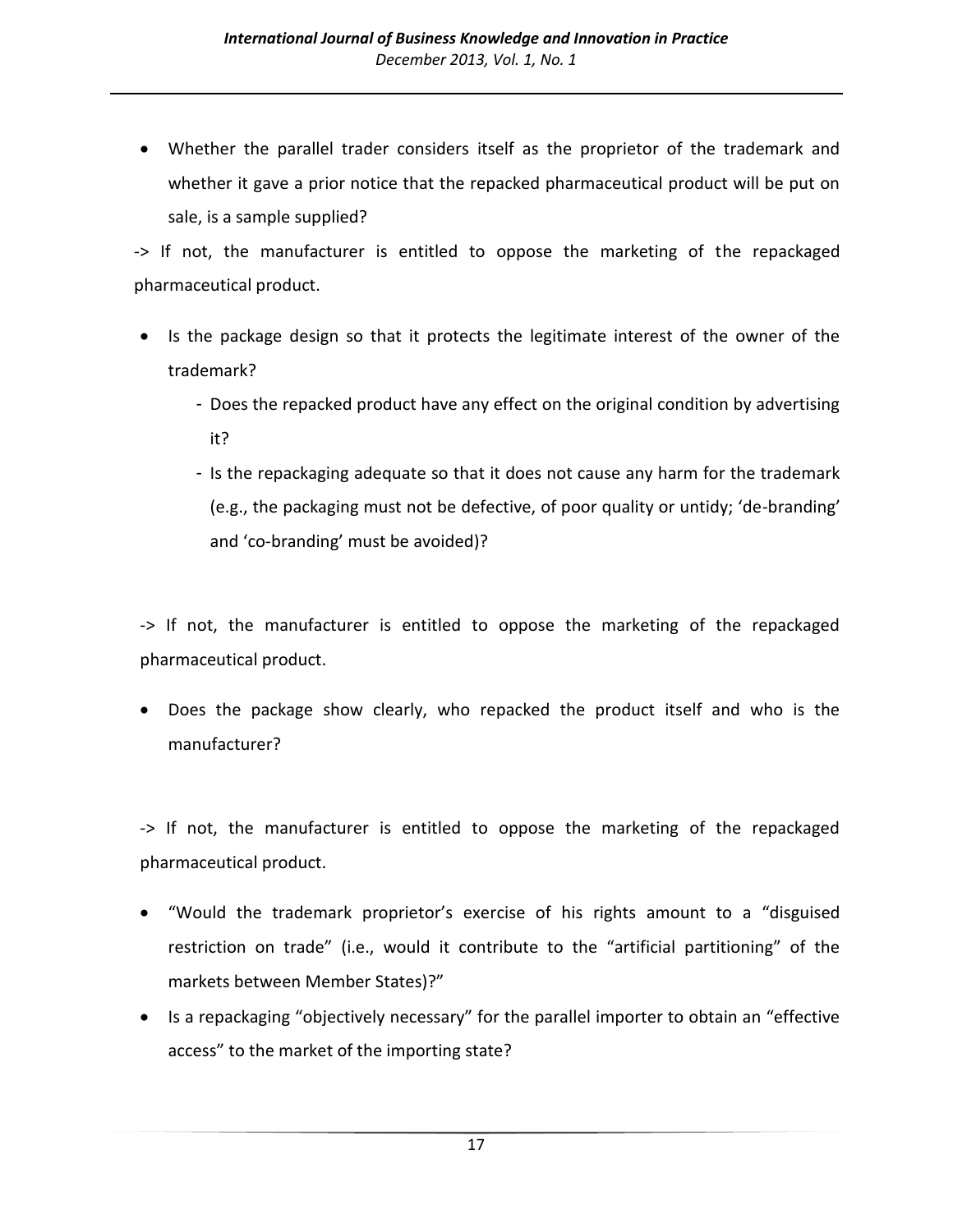- Whether the parallel trader considers itself as the proprietor of the trademark and whether it gave a prior notice that the repacked pharmaceutical product will be put on sale, is a sample supplied?

-> If not, the manufacturer is entitled to oppose the marketing of the repackaged pharmaceutical product.

- Is the package design so that it protects the legitimate interest of the owner of the trademark?
  - Does the repacked product have any effect on the original condition by advertising it?
  - Is the repackaging adequate so that it does not cause any harm for the trademark (e.g., the packaging must not be defective, of poor quality or untidy; 'de-branding' and 'co-branding' must be avoided)?

-> If not, the manufacturer is entitled to oppose the marketing of the repackaged pharmaceutical product.

- Does the package show clearly, who repacked the product itself and who is the manufacturer?

-> If not, the manufacturer is entitled to oppose the marketing of the repackaged pharmaceutical product.

- "Would the trademark proprietor's exercise of his rights amount to a "disguised restriction on trade" (i.e., would it contribute to the "artificial partitioning" of the markets between Member States)?"
- Is a repackaging "objectively necessary" for the parallel importer to obtain an "effective access" to the market of the importing state?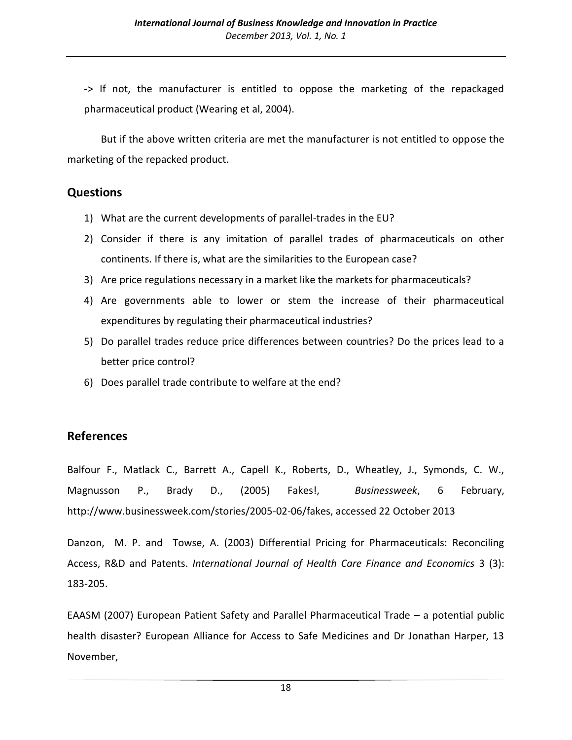-> If not, the manufacturer is entitled to oppose the marketing of the repackaged pharmaceutical product (Wearing et al, 2004).

But if the above written criteria are met the manufacturer is not entitled to oppose the marketing of the repacked product.

## Questions

1) What are the current developments of parallel-trades in the EU?
2) Consider if there is any imitation of parallel trades of pharmaceuticals on other continents. If there is, what are the similarities to the European case?
3) Are price regulations necessary in a market like the markets for pharmaceuticals?
4) Are governments able to lower or stem the increase of their pharmaceutical expenditures by regulating their pharmaceutical industries?
5) Do parallel trades reduce price differences between countries? Do the prices lead to a better price control?
6) Does parallel trade contribute to welfare at the end?

## References

Balfour F., Matlack C., Barrett A., Capell K., Roberts, D., Wheatley, J., Symonds, C. W., Magnusson P., Brady D., (2005) Fakes!, *Businessweek*, 6 February, http://www.businessweek.com/stories/2005-02-06/fakes, accessed 22 October 2013

Danzon, M. P. and Towse, A. (2003) Differential Pricing for Pharmaceuticals: Reconciling Access, R&D and Patents. *International Journal of Health Care Finance and Economics* 3 (3): 183-205.

EAASM (2007) European Patient Safety and Parallel Pharmaceutical Trade – a potential public health disaster? European Alliance for Access to Safe Medicines and Dr Jonathan Harper, 13 November,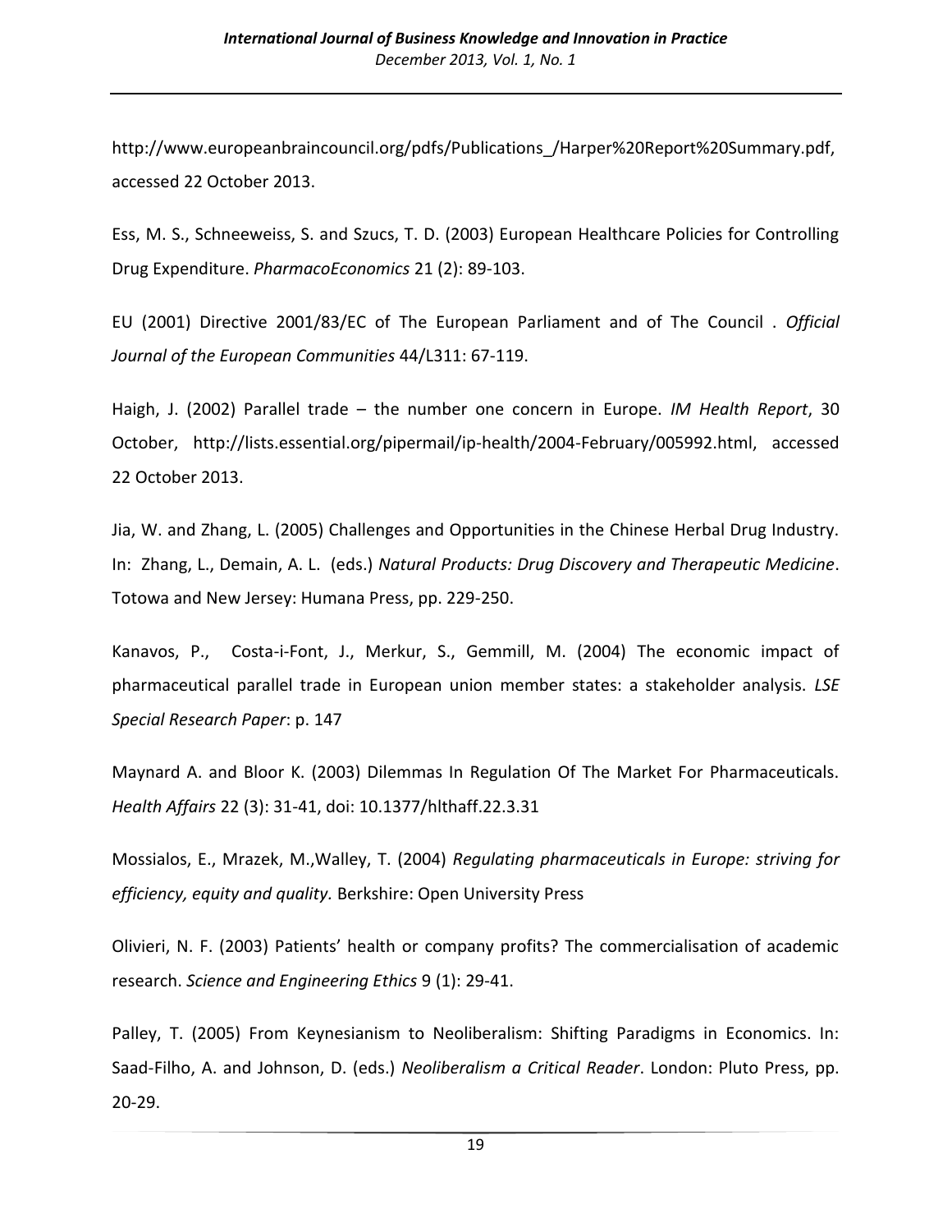http://www.europeanbraincouncil.org/pdfs/Publications_/Harper%20Report%20Summary.pdf, accessed 22 October 2013.

Ess, M. S., Schneeweiss, S. and Szucs, T. D. (2003) European Healthcare Policies for Controlling Drug Expenditure. *PharmacoEconomics* 21 (2): 89-103.

EU (2001) Directive 2001/83/EC of The European Parliament and of The Council . *Official Journal of the European Communities* 44/L311: 67-119.

Haigh, J. (2002) Parallel trade – the number one concern in Europe. *IM Health Report*, 30 October, http://lists.essential.org/pipermail/ip-health/2004-February/005992.html, accessed 22 October 2013.

Jia, W. and Zhang, L. (2005) Challenges and Opportunities in the Chinese Herbal Drug Industry. In: Zhang, L., Demain, A. L. (eds.) *Natural Products: Drug Discovery and Therapeutic Medicine*. Totowa and New Jersey: Humana Press, pp. 229-250.

Kanavos, P., Costa-i-Font, J., Merkur, S., Gemmill, M. (2004) The economic impact of pharmaceutical parallel trade in European union member states: a stakeholder analysis. *LSE Special Research Paper*: p. 147

Maynard A. and Bloor K. (2003) Dilemmas In Regulation Of The Market For Pharmaceuticals. *Health Affairs* 22 (3): 31-41, doi: 10.1377/hlthaff.22.3.31

Mossialos, E., Mrazek, M.,Walley, T. (2004) *Regulating pharmaceuticals in Europe: striving for efficiency, equity and quality.* Berkshire: Open University Press

Olivieri, N. F. (2003) Patients' health or company profits? The commercialisation of academic research. *Science and Engineering Ethics* 9 (1): 29-41.

Palley, T. (2005) From Keynesianism to Neoliberalism: Shifting Paradigms in Economics. In: Saad-Filho, A. and Johnson, D. (eds.) *Neoliberalism a Critical Reader*. London: Pluto Press, pp. 20-29.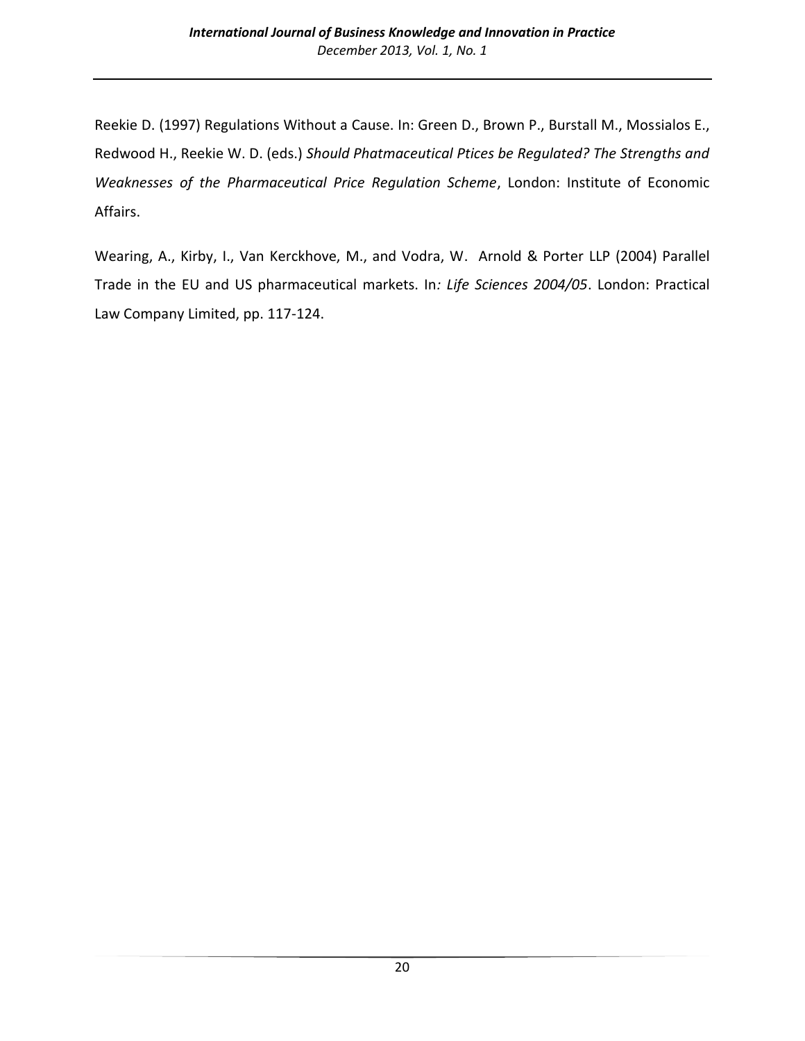Reekie D. (1997) Regulations Without a Cause. In: Green D., Brown P., Burstall M., Mossialos E., Redwood H., Reekie W. D. (eds.) *Should Phatmaceutical Ptices be Regulated? The Strengths and Weaknesses of the Pharmaceutical Price Regulation Scheme*, London: Institute of Economic Affairs.

Wearing, A., Kirby, I., Van Kerckhove, M., and Vodra, W. Arnold & Porter LLP (2004) Parallel Trade in the EU and US pharmaceutical markets. In*: Life Sciences 2004/05*. London: Practical Law Company Limited, pp. 117-124.